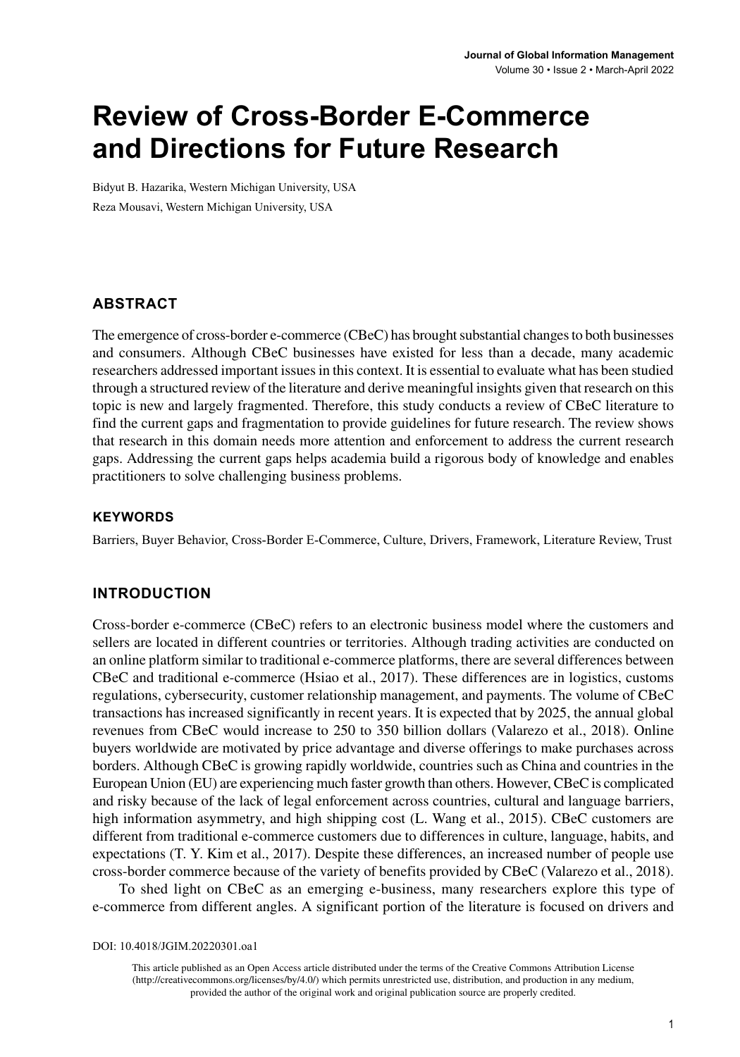# Review of Cross-Border E-Commerce and Directions for Future Research

Bidyut B. Hazarika, Western Michigan University, USA

Reza Mousavi, Western Michigan University, USA

## ABSTRACT

The emergence of cross-border e-commerce (CBeC) has brought substantial changes to both businesses and consumers. Although CBeC businesses have existed for less than a decade, many academic researchers addressed important issues in this context. It is essential to evaluate what has been studied through a structured review of the literature and derive meaningful insights given that research on this topic is new and largely fragmented. Therefore, this study conducts a review of CBeC literature to find the current gaps and fragmentation to provide guidelines for future research. The review shows that research in this domain needs more attention and enforcement to address the current research gaps. Addressing the current gaps helps academia build a rigorous body of knowledge and enables practitioners to solve challenging business problems.

### KEYWORDS

Barriers, Buyer Behavior, Cross-Border E-Commerce, Culture, Drivers, Framework, Literature Review, Trust

## INTRODUCTION

Cross-border e-commerce (CBeC) refers to an electronic business model where the customers and sellers are located in different countries or territories. Although trading activities are conducted on an online platform similar to traditional e-commerce platforms, there are several differences between CBeC and traditional e-commerce (Hsiao et al., 2017). These differences are in logistics, customs regulations, cybersecurity, customer relationship management, and payments. The volume of CBeC transactions has increased significantly in recent years. It is expected that by 2025, the annual global revenues from CBeC would increase to 250 to 350 billion dollars (Valarezo et al., 2018). Online buyers worldwide are motivated by price advantage and diverse offerings to make purchases across borders. Although CBeC is growing rapidly worldwide, countries such as China and countries in the European Union (EU) are experiencing much faster growth than others. However, CBeC is complicated and risky because of the lack of legal enforcement across countries, cultural and language barriers, high information asymmetry, and high shipping cost (L. Wang et al., 2015). CBeC customers are different from traditional e-commerce customers due to differences in culture, language, habits, and expectations (T. Y. Kim et al., 2017). Despite these differences, an increased number of people use cross-border commerce because of the variety of benefits provided by CBeC (Valarezo et al., 2018).

To shed light on CBeC as an emerging e-business, many researchers explore this type of e-commerce from different angles. A significant portion of the literature is focused on drivers and

DOI: 10.4018/JGIM.20220301.oa1

This article published as an Open Access article distributed under the terms of the Creative Commons Attribution License (http://creativecommons.org/licenses/by/4.0/) which permits unrestricted use, distribution, and production in any medium, provided the author of the original work and original publication source are properly credited.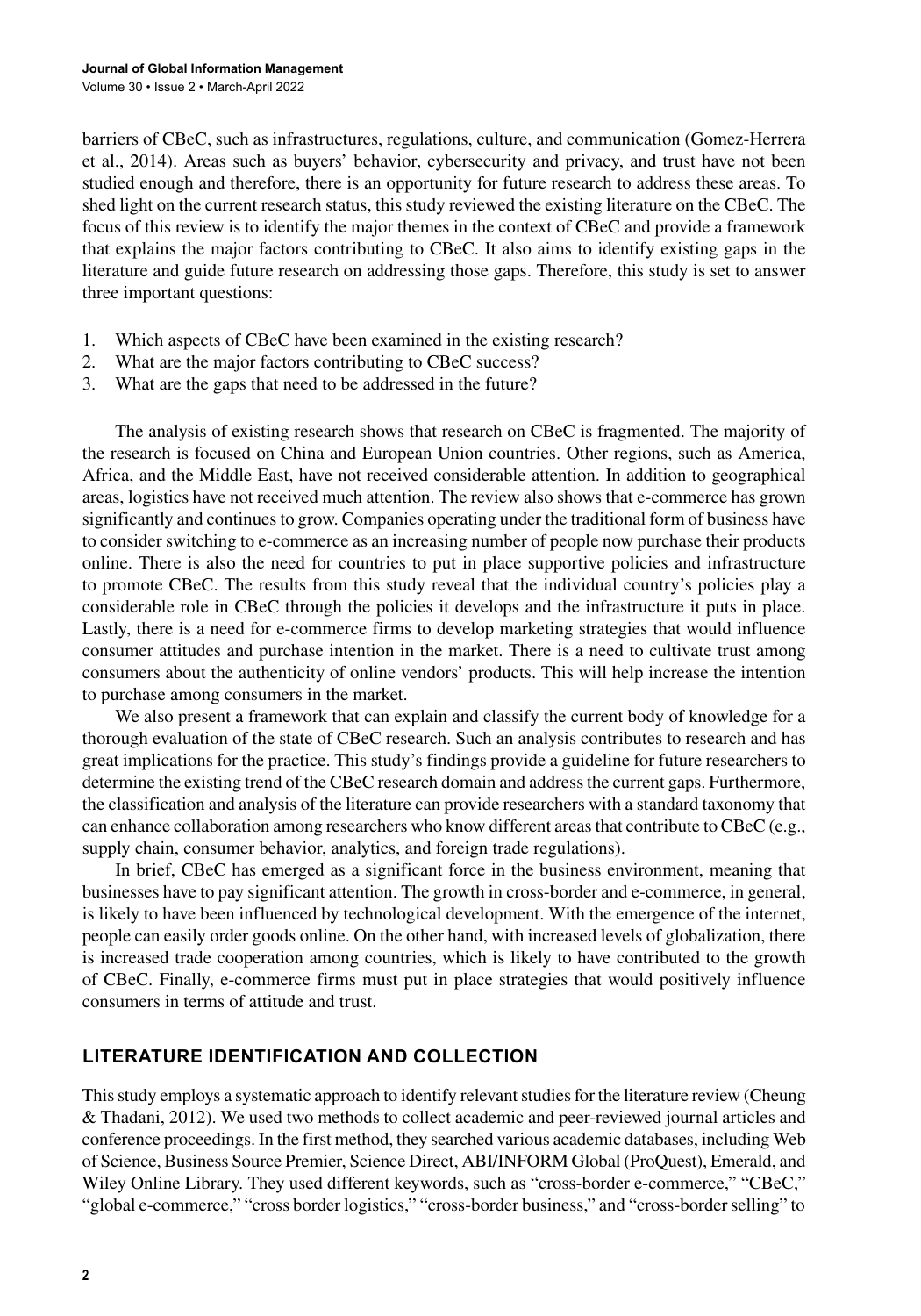barriers of CBeC, such as infrastructures, regulations, culture, and communication (Gomez-Herrera et al., 2014). Areas such as buyers' behavior, cybersecurity and privacy, and trust have not been studied enough and therefore, there is an opportunity for future research to address these areas. To shed light on the current research status, this study reviewed the existing literature on the CBeC. The focus of this review is to identify the major themes in the context of CBeC and provide a framework that explains the major factors contributing to CBeC. It also aims to identify existing gaps in the literature and guide future research on addressing those gaps. Therefore, this study is set to answer three important questions:

1. Which aspects of CBeC have been examined in the existing research?
2. What are the major factors contributing to CBeC success?
3. What are the gaps that need to be addressed in the future?

The analysis of existing research shows that research on CBeC is fragmented. The majority of the research is focused on China and European Union countries. Other regions, such as America, Africa, and the Middle East, have not received considerable attention. In addition to geographical areas, logistics have not received much attention. The review also shows that e-commerce has grown significantly and continues to grow. Companies operating under the traditional form of business have to consider switching to e-commerce as an increasing number of people now purchase their products online. There is also the need for countries to put in place supportive policies and infrastructure to promote CBeC. The results from this study reveal that the individual country's policies play a considerable role in CBeC through the policies it develops and the infrastructure it puts in place. Lastly, there is a need for e-commerce firms to develop marketing strategies that would influence consumer attitudes and purchase intention in the market. There is a need to cultivate trust among consumers about the authenticity of online vendors' products. This will help increase the intention to purchase among consumers in the market.

We also present a framework that can explain and classify the current body of knowledge for a thorough evaluation of the state of CBeC research. Such an analysis contributes to research and has great implications for the practice. This study's findings provide a guideline for future researchers to determine the existing trend of the CBeC research domain and address the current gaps. Furthermore, the classification and analysis of the literature can provide researchers with a standard taxonomy that can enhance collaboration among researchers who know different areas that contribute to CBeC (e.g., supply chain, consumer behavior, analytics, and foreign trade regulations).

In brief, CBeC has emerged as a significant force in the business environment, meaning that businesses have to pay significant attention. The growth in cross-border and e-commerce, in general, is likely to have been influenced by technological development. With the emergence of the internet, people can easily order goods online. On the other hand, with increased levels of globalization, there is increased trade cooperation among countries, which is likely to have contributed to the growth of CBeC. Finally, e-commerce firms must put in place strategies that would positively influence consumers in terms of attitude and trust.

## LITERATURE IDENTIFICATION AND COLLECTION

This study employs a systematic approach to identify relevant studies for the literature review (Cheung & Thadani, 2012). We used two methods to collect academic and peer-reviewed journal articles and conference proceedings. In the first method, they searched various academic databases, including Web of Science, Business Source Premier, Science Direct, ABI/INFORM Global (ProQuest), Emerald, and Wiley Online Library. They used different keywords, such as "cross-border e-commerce," "CBeC," "global e-commerce," "cross border logistics," "cross-border business," and "cross-border selling" to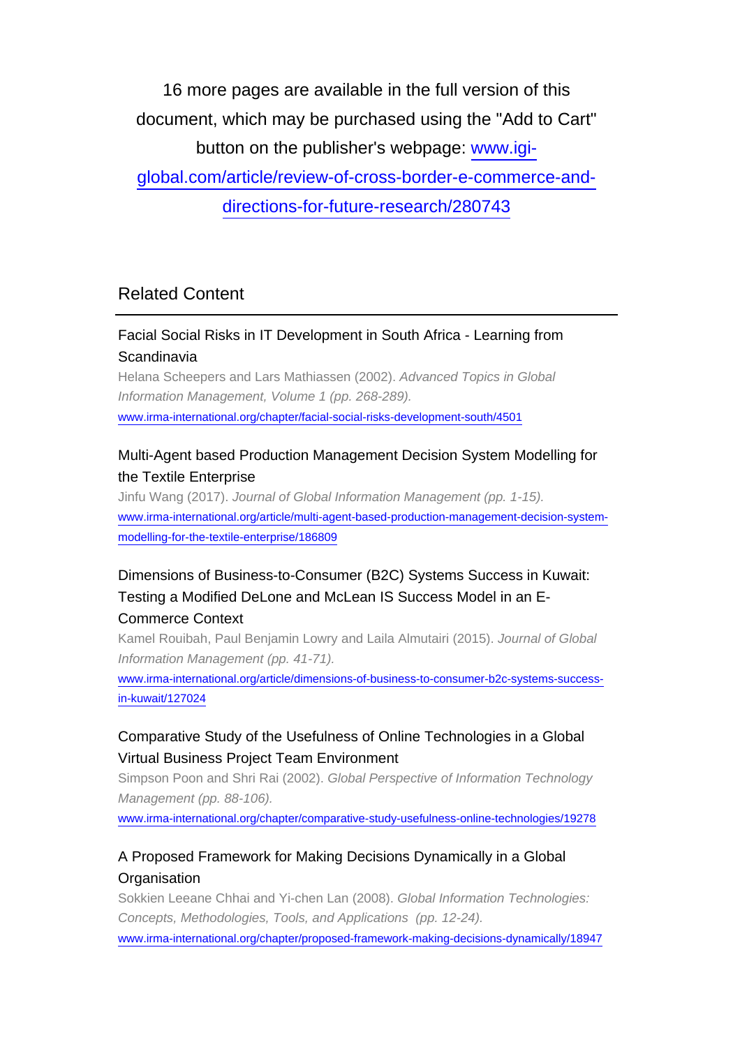16 more pages are available in the full version of this document, which may be purchased using the "Add to Cart" button on the publisher's webpage: www.igi-global.com/article/review-of-cross-border-e-commerce-and-directions-for-future-research/280743

## Related Content

### Facial Social Risks in IT Development in South Africa - Learning from Scandinavia

Helana Scheepers and Lars Mathiassen (2002). *Advanced Topics in Global Information Management, Volume 1 (pp. 268-289).*

www.irma-international.org/chapter/facial-social-risks-development-south/4501

### Multi-Agent based Production Management Decision System Modelling for the Textile Enterprise

Jinfu Wang (2017). *Journal of Global Information Management (pp. 1-15).*

www.irma-international.org/article/multi-agent-based-production-management-decision-system-modelling-for-the-textile-enterprise/186809

### Dimensions of Business-to-Consumer (B2C) Systems Success in Kuwait: Testing a Modified DeLone and McLean IS Success Model in an E-Commerce Context

Kamel Rouibah, Paul Benjamin Lowry and Laila Almutairi (2015). *Journal of Global Information Management (pp. 41-71).*

www.irma-international.org/article/dimensions-of-business-to-consumer-b2c-systems-success-in-kuwait/127024

### Comparative Study of the Usefulness of Online Technologies in a Global Virtual Business Project Team Environment

Simpson Poon and Shri Rai (2002). *Global Perspective of Information Technology Management (pp. 88-106).*

www.irma-international.org/chapter/comparative-study-usefulness-online-technologies/19278

### A Proposed Framework for Making Decisions Dynamically in a Global Organisation

Sokkien Leeane Chhai and Yi-chen Lan (2008). *Global Information Technologies: Concepts, Methodologies, Tools, and Applications (pp. 12-24).*

www.irma-international.org/chapter/proposed-framework-making-decisions-dynamically/18947